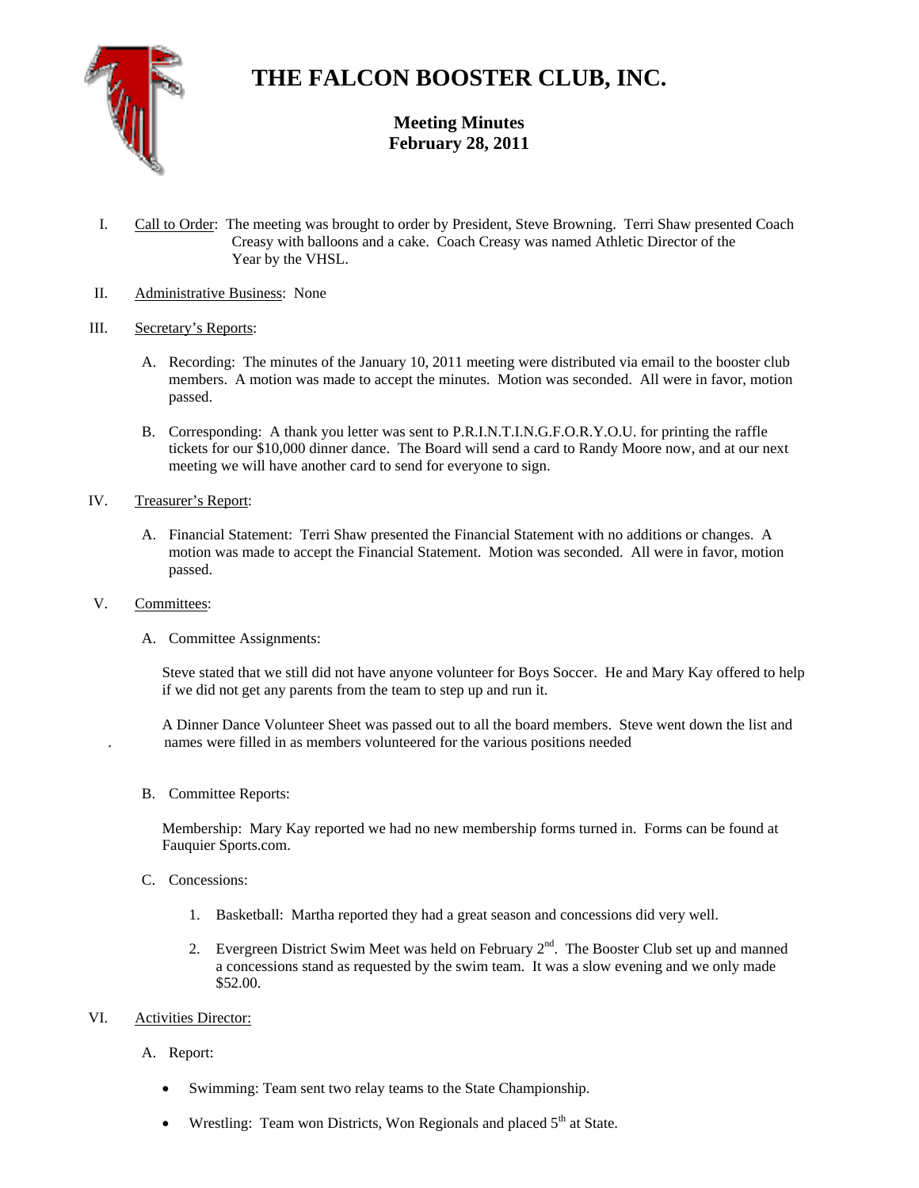# THE FALCON BOOSTER CLUB, INC.

## Meeting Minutes
## February 28, 2011

I. Call to Order: The meeting was brought to order by President, Steve Browning. Terri Shaw presented Coach Creasy with balloons and a cake. Coach Creasy was named Athletic Director of the Year by the VHSL.

II. Administrative Business: None

III. Secretary's Reports:

A. Recording: The minutes of the January 10, 2011 meeting were distributed via email to the booster club members. A motion was made to accept the minutes. Motion was seconded. All were in favor, motion passed.

B. Corresponding: A thank you letter was sent to P.R.I.N.T.I.N.G.F.O.R.Y.O.U. for printing the raffle tickets for our $10,000 dinner dance. The Board will send a card to Randy Moore now, and at our next meeting we will have another card to send for everyone to sign.

IV. Treasurer's Report:

A. Financial Statement: Terri Shaw presented the Financial Statement with no additions or changes. A motion was made to accept the Financial Statement. Motion was seconded. All were in favor, motion passed.

V. Committees:

A. Committee Assignments:

Steve stated that we still did not have anyone volunteer for Boys Soccer. He and Mary Kay offered to help if we did not get any parents from the team to step up and run it.

A Dinner Dance Volunteer Sheet was passed out to all the board members. Steve went down the list and names were filled in as members volunteered for the various positions needed

B. Committee Reports:

Membership: Mary Kay reported we had no new membership forms turned in. Forms can be found at Fauquier Sports.com.

C. Concessions:

1. Basketball: Martha reported they had a great season and concessions did very well.
2. Evergreen District Swim Meet was held on February 2nd. The Booster Club set up and manned a concessions stand as requested by the swim team. It was a slow evening and we only made $52.00.

VI. Activities Director:

A. Report:

- Swimming: Team sent two relay teams to the State Championship.
- Wrestling: Team won Districts, Won Regionals and placed 5th at State.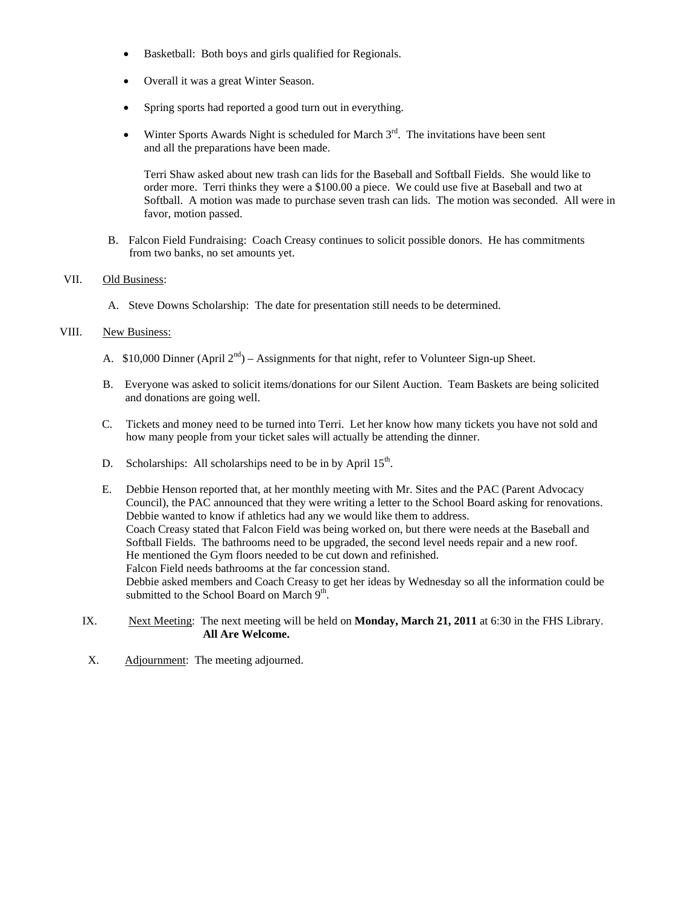- Basketball: Both boys and girls qualified for Regionals.

- Overall it was a great Winter Season.

- Spring sports had reported a good turn out in everything.

- Winter Sports Awards Night is scheduled for March 3rd. The invitations have been sent and all the preparations have been made.

  Terri Shaw asked about new trash can lids for the Baseball and Softball Fields. She would like to order more. Terri thinks they were a $100.00 a piece. We could use five at Baseball and two at Softball. A motion was made to purchase seven trash can lids. The motion was seconded. All were in favor, motion passed.

B. Falcon Field Fundraising: Coach Creasy continues to solicit possible donors. He has commitments from two banks, no set amounts yet.

VII. <u>Old Business</u>:

A. Steve Downs Scholarship: The date for presentation still needs to be determined.

VIII. <u>New Business:</u>

A. $10,000 Dinner (April 2nd) – Assignments for that night, refer to Volunteer Sign-up Sheet.

B. Everyone was asked to solicit items/donations for our Silent Auction. Team Baskets are being solicited and donations are going well.

C. Tickets and money need to be turned into Terri. Let her know how many tickets you have not sold and how many people from your ticket sales will actually be attending the dinner.

D. Scholarships: All scholarships need to be in by April 15th.

E. Debbie Henson reported that, at her monthly meeting with Mr. Sites and the PAC (Parent Advocacy Council), the PAC announced that they were writing a letter to the School Board asking for renovations. Debbie wanted to know if athletics had any we would like them to address.
Coach Creasy stated that Falcon Field was being worked on, but there were needs at the Baseball and Softball Fields. The bathrooms need to be upgraded, the second level needs repair and a new roof.
He mentioned the Gym floors needed to be cut down and refinished.
Falcon Field needs bathrooms at the far concession stand.
Debbie asked members and Coach Creasy to get her ideas by Wednesday so all the information could be submitted to the School Board on March 9th.

IX. <u>Next Meeting</u>: The next meeting will be held on **Monday, March 21, 2011** at 6:30 in the FHS Library.
**All Are Welcome.**

X. <u>Adjournment</u>: The meeting adjourned.